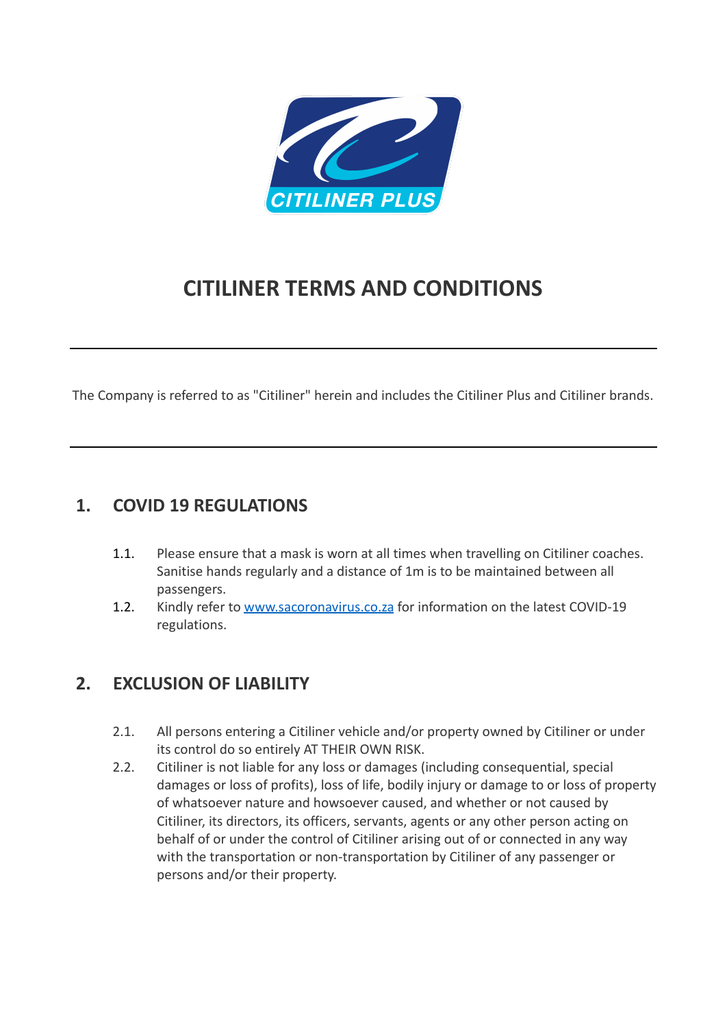# CITILINER TERMS AND CONDITIONS

---

The Company is referred to as "Citiliner" herein and includes the Citiliner Plus and Citiliner brands.

---

## 1. COVID 19 REGULATIONS

1.1. Please ensure that a mask is worn at all times when travelling on Citiliner coaches. Sanitise hands regularly and a distance of 1m is to be maintained between all passengers.

1.2. Kindly refer to [www.sacoronavirus.co.za](http://www.sacoronavirus.co.za) for information on the latest COVID-19 regulations.

## 2. EXCLUSION OF LIABILITY

2.1. All persons entering a Citiliner vehicle and/or property owned by Citiliner or under its control do so entirely AT THEIR OWN RISK.

2.2. Citiliner is not liable for any loss or damages (including consequential, special damages or loss of profits), loss of life, bodily injury or damage to or loss of property of whatsoever nature and howsoever caused, and whether or not caused by Citiliner, its directors, its officers, servants, agents or any other person acting on behalf of or under the control of Citiliner arising out of or connected in any way with the transportation or non-transportation by Citiliner of any passenger or persons and/or their property.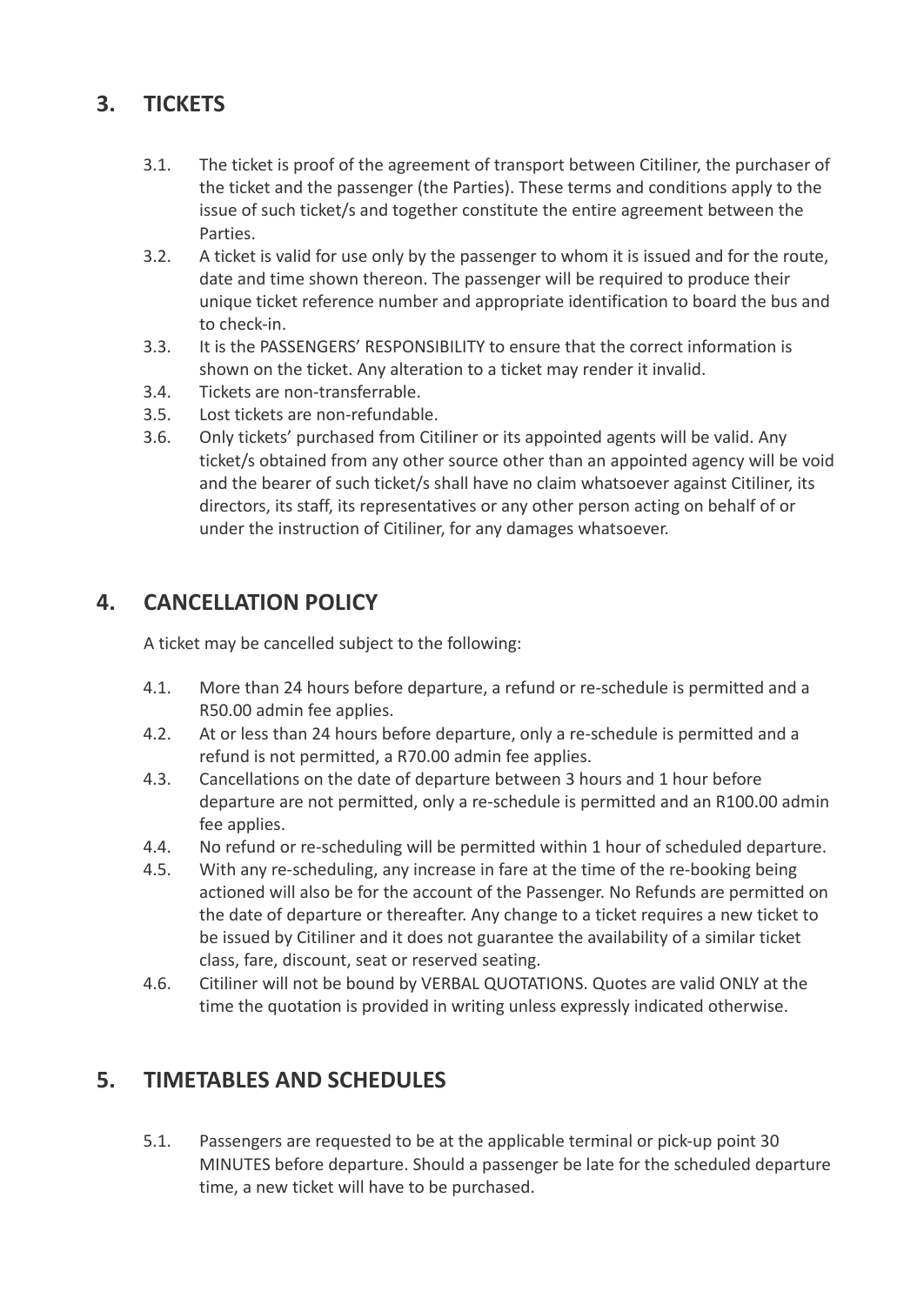## 3. TICKETS

3.1. The ticket is proof of the agreement of transport between Citiliner, the purchaser of the ticket and the passenger (the Parties). These terms and conditions apply to the issue of such ticket/s and together constitute the entire agreement between the Parties.

3.2. A ticket is valid for use only by the passenger to whom it is issued and for the route, date and time shown thereon. The passenger will be required to produce their unique ticket reference number and appropriate identification to board the bus and to check-in.

3.3. It is the PASSENGERS' RESPONSIBILITY to ensure that the correct information is shown on the ticket. Any alteration to a ticket may render it invalid.

3.4. Tickets are non-transferrable.

3.5. Lost tickets are non-refundable.

3.6. Only tickets' purchased from Citiliner or its appointed agents will be valid. Any ticket/s obtained from any other source other than an appointed agency will be void and the bearer of such ticket/s shall have no claim whatsoever against Citiliner, its directors, its staff, its representatives or any other person acting on behalf of or under the instruction of Citiliner, for any damages whatsoever.

## 4. CANCELLATION POLICY

A ticket may be cancelled subject to the following:

4.1. More than 24 hours before departure, a refund or re-schedule is permitted and a R50.00 admin fee applies.

4.2. At or less than 24 hours before departure, only a re-schedule is permitted and a refund is not permitted, a R70.00 admin fee applies.

4.3. Cancellations on the date of departure between 3 hours and 1 hour before departure are not permitted, only a re-schedule is permitted and an R100.00 admin fee applies.

4.4. No refund or re-scheduling will be permitted within 1 hour of scheduled departure.

4.5. With any re-scheduling, any increase in fare at the time of the re-booking being actioned will also be for the account of the Passenger. No Refunds are permitted on the date of departure or thereafter. Any change to a ticket requires a new ticket to be issued by Citiliner and it does not guarantee the availability of a similar ticket class, fare, discount, seat or reserved seating.

4.6. Citiliner will not be bound by VERBAL QUOTATIONS. Quotes are valid ONLY at the time the quotation is provided in writing unless expressly indicated otherwise.

## 5. TIMETABLES AND SCHEDULES

5.1. Passengers are requested to be at the applicable terminal or pick-up point 30 MINUTES before departure. Should a passenger be late for the scheduled departure time, a new ticket will have to be purchased.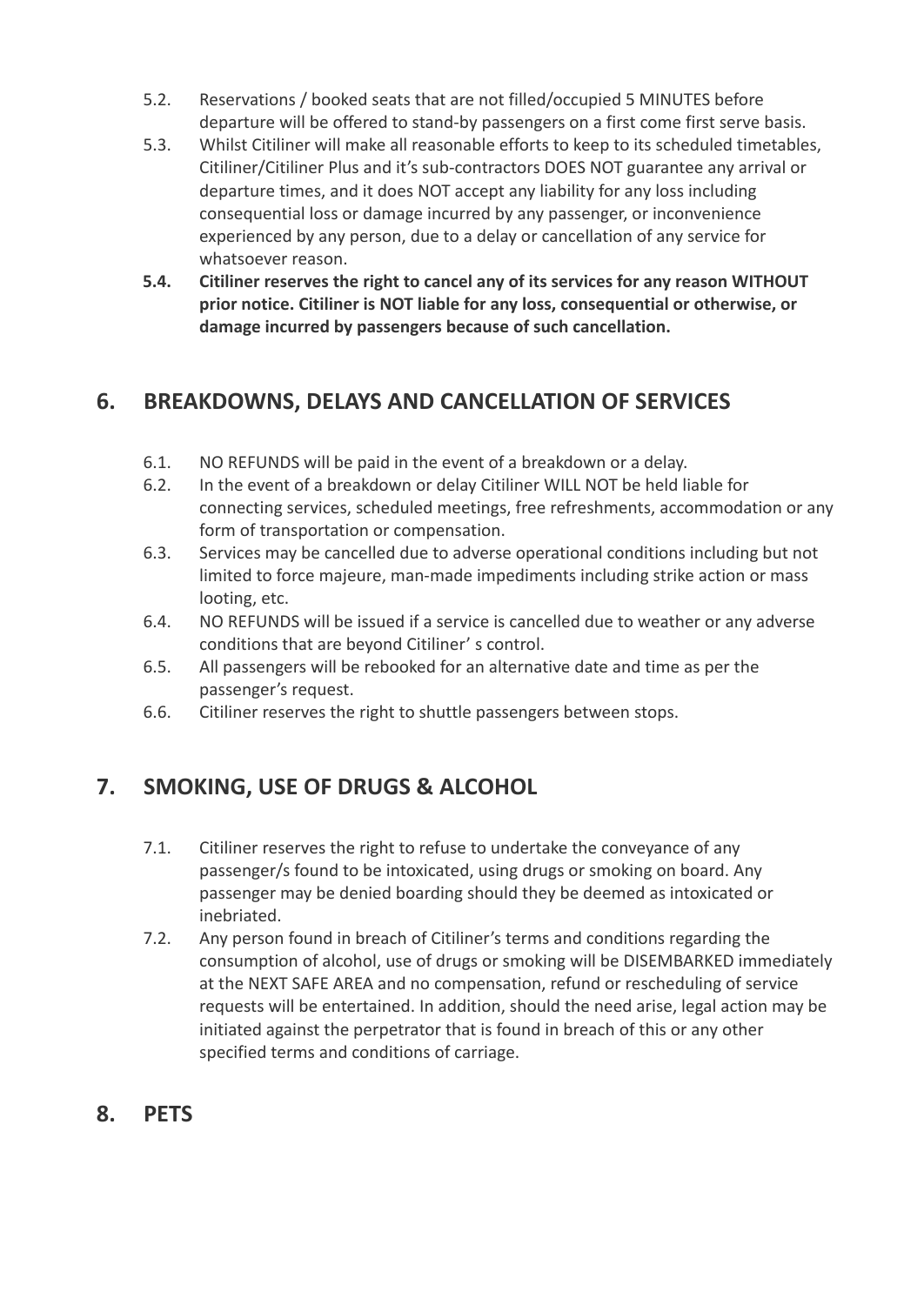5.2. Reservations / booked seats that are not filled/occupied 5 MINUTES before departure will be offered to stand-by passengers on a first come first serve basis.

5.3. Whilst Citiliner will make all reasonable efforts to keep to its scheduled timetables, Citiliner/Citiliner Plus and it's sub-contractors DOES NOT guarantee any arrival or departure times, and it does NOT accept any liability for any loss including consequential loss or damage incurred by any passenger, or inconvenience experienced by any person, due to a delay or cancellation of any service for whatsoever reason.

**5.4. Citiliner reserves the right to cancel any of its services for any reason WITHOUT prior notice. Citiliner is NOT liable for any loss, consequential or otherwise, or damage incurred by passengers because of such cancellation.**

## 6. BREAKDOWNS, DELAYS AND CANCELLATION OF SERVICES

6.1. NO REFUNDS will be paid in the event of a breakdown or a delay.

6.2. In the event of a breakdown or delay Citiliner WILL NOT be held liable for connecting services, scheduled meetings, free refreshments, accommodation or any form of transportation or compensation.

6.3. Services may be cancelled due to adverse operational conditions including but not limited to force majeure, man-made impediments including strike action or mass looting, etc.

6.4. NO REFUNDS will be issued if a service is cancelled due to weather or any adverse conditions that are beyond Citiliner' s control.

6.5. All passengers will be rebooked for an alternative date and time as per the passenger's request.

6.6. Citiliner reserves the right to shuttle passengers between stops.

## 7. SMOKING, USE OF DRUGS & ALCOHOL

7.1. Citiliner reserves the right to refuse to undertake the conveyance of any passenger/s found to be intoxicated, using drugs or smoking on board. Any passenger may be denied boarding should they be deemed as intoxicated or inebriated.

7.2. Any person found in breach of Citiliner's terms and conditions regarding the consumption of alcohol, use of drugs or smoking will be DISEMBARKED immediately at the NEXT SAFE AREA and no compensation, refund or rescheduling of service requests will be entertained. In addition, should the need arise, legal action may be initiated against the perpetrator that is found in breach of this or any other specified terms and conditions of carriage.

## 8. PETS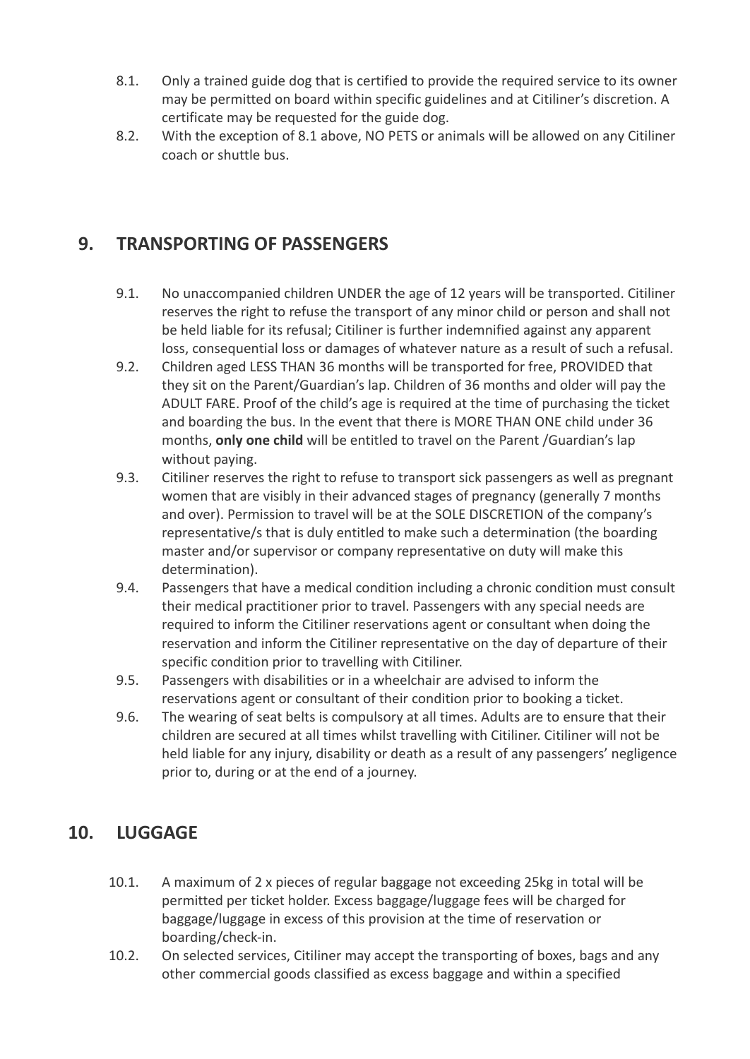8.1. Only a trained guide dog that is certified to provide the required service to its owner may be permitted on board within specific guidelines and at Citiliner's discretion. A certificate may be requested for the guide dog.

8.2. With the exception of 8.1 above, NO PETS or animals will be allowed on any Citiliner coach or shuttle bus.

## 9. TRANSPORTING OF PASSENGERS

9.1. No unaccompanied children UNDER the age of 12 years will be transported. Citiliner reserves the right to refuse the transport of any minor child or person and shall not be held liable for its refusal; Citiliner is further indemnified against any apparent loss, consequential loss or damages of whatever nature as a result of such a refusal.

9.2. Children aged LESS THAN 36 months will be transported for free, PROVIDED that they sit on the Parent/Guardian's lap. Children of 36 months and older will pay the ADULT FARE. Proof of the child's age is required at the time of purchasing the ticket and boarding the bus. In the event that there is MORE THAN ONE child under 36 months, **only one child** will be entitled to travel on the Parent /Guardian's lap without paying.

9.3. Citiliner reserves the right to refuse to transport sick passengers as well as pregnant women that are visibly in their advanced stages of pregnancy (generally 7 months and over). Permission to travel will be at the SOLE DISCRETION of the company's representative/s that is duly entitled to make such a determination (the boarding master and/or supervisor or company representative on duty will make this determination).

9.4. Passengers that have a medical condition including a chronic condition must consult their medical practitioner prior to travel. Passengers with any special needs are required to inform the Citiliner reservations agent or consultant when doing the reservation and inform the Citiliner representative on the day of departure of their specific condition prior to travelling with Citiliner.

9.5. Passengers with disabilities or in a wheelchair are advised to inform the reservations agent or consultant of their condition prior to booking a ticket.

9.6. The wearing of seat belts is compulsory at all times. Adults are to ensure that their children are secured at all times whilst travelling with Citiliner. Citiliner will not be held liable for any injury, disability or death as a result of any passengers' negligence prior to, during or at the end of a journey.

## 10. LUGGAGE

10.1. A maximum of 2 x pieces of regular baggage not exceeding 25kg in total will be permitted per ticket holder. Excess baggage/luggage fees will be charged for baggage/luggage in excess of this provision at the time of reservation or boarding/check-in.

10.2. On selected services, Citiliner may accept the transporting of boxes, bags and any other commercial goods classified as excess baggage and within a specified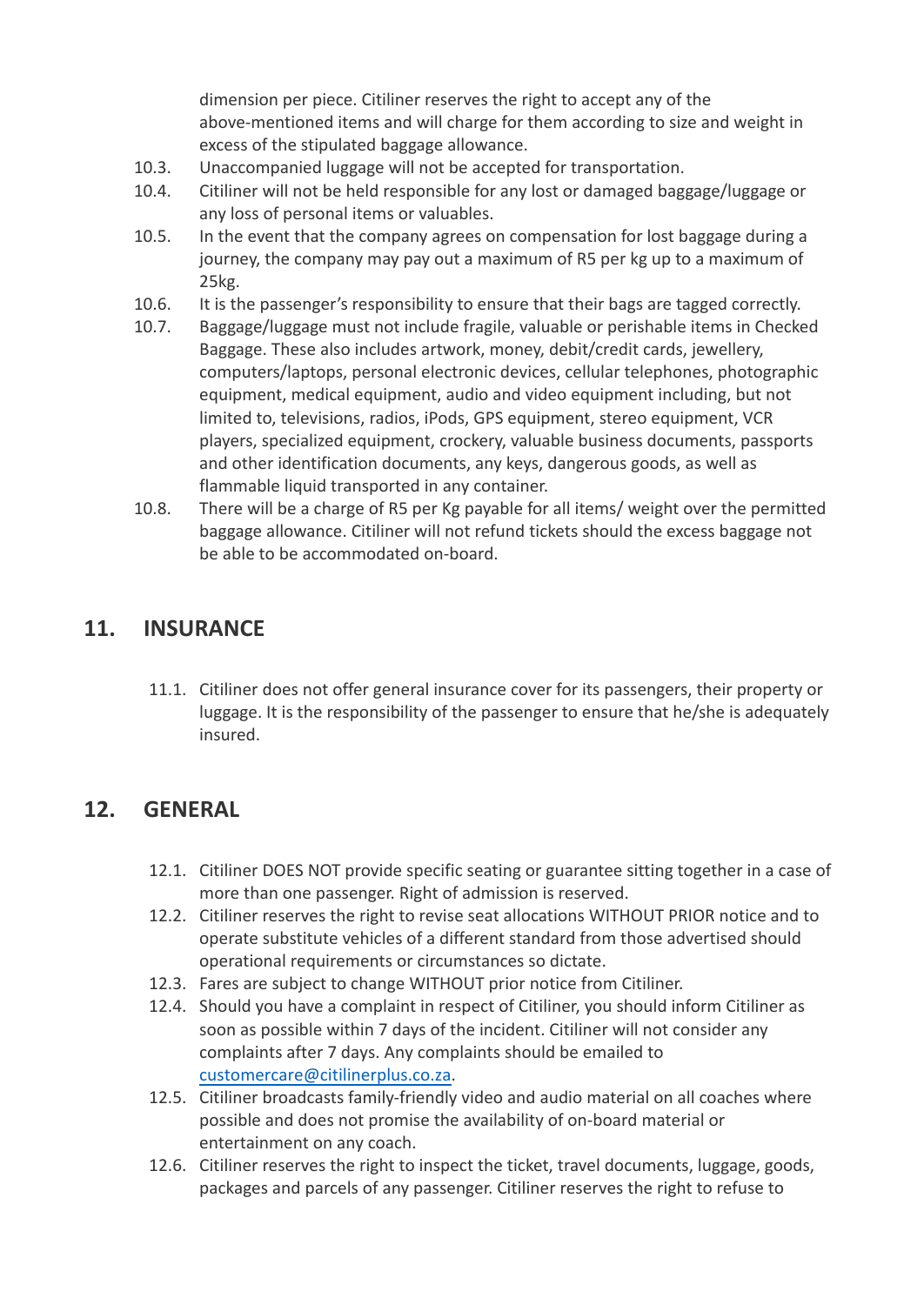dimension per piece. Citiliner reserves the right to accept any of the above-mentioned items and will charge for them according to size and weight in excess of the stipulated baggage allowance.

10.3. Unaccompanied luggage will not be accepted for transportation.

10.4. Citiliner will not be held responsible for any lost or damaged baggage/luggage or any loss of personal items or valuables.

10.5. In the event that the company agrees on compensation for lost baggage during a journey, the company may pay out a maximum of R5 per kg up to a maximum of 25kg.

10.6. It is the passenger's responsibility to ensure that their bags are tagged correctly.

10.7. Baggage/luggage must not include fragile, valuable or perishable items in Checked Baggage. These also includes artwork, money, debit/credit cards, jewellery, computers/laptops, personal electronic devices, cellular telephones, photographic equipment, medical equipment, audio and video equipment including, but not limited to, televisions, radios, iPods, GPS equipment, stereo equipment, VCR players, specialized equipment, crockery, valuable business documents, passports and other identification documents, any keys, dangerous goods, as well as flammable liquid transported in any container.

10.8. There will be a charge of R5 per Kg payable for all items/ weight over the permitted baggage allowance. Citiliner will not refund tickets should the excess baggage not be able to be accommodated on-board.

## 11. INSURANCE

11.1. Citiliner does not offer general insurance cover for its passengers, their property or luggage. It is the responsibility of the passenger to ensure that he/she is adequately insured.

## 12. GENERAL

12.1. Citiliner DOES NOT provide specific seating or guarantee sitting together in a case of more than one passenger. Right of admission is reserved.

12.2. Citiliner reserves the right to revise seat allocations WITHOUT PRIOR notice and to operate substitute vehicles of a different standard from those advertised should operational requirements or circumstances so dictate.

12.3. Fares are subject to change WITHOUT prior notice from Citiliner.

12.4. Should you have a complaint in respect of Citiliner, you should inform Citiliner as soon as possible within 7 days of the incident. Citiliner will not consider any complaints after 7 days. Any complaints should be emailed to customercare@citilinerplus.co.za.

12.5. Citiliner broadcasts family-friendly video and audio material on all coaches where possible and does not promise the availability of on-board material or entertainment on any coach.

12.6. Citiliner reserves the right to inspect the ticket, travel documents, luggage, goods, packages and parcels of any passenger. Citiliner reserves the right to refuse to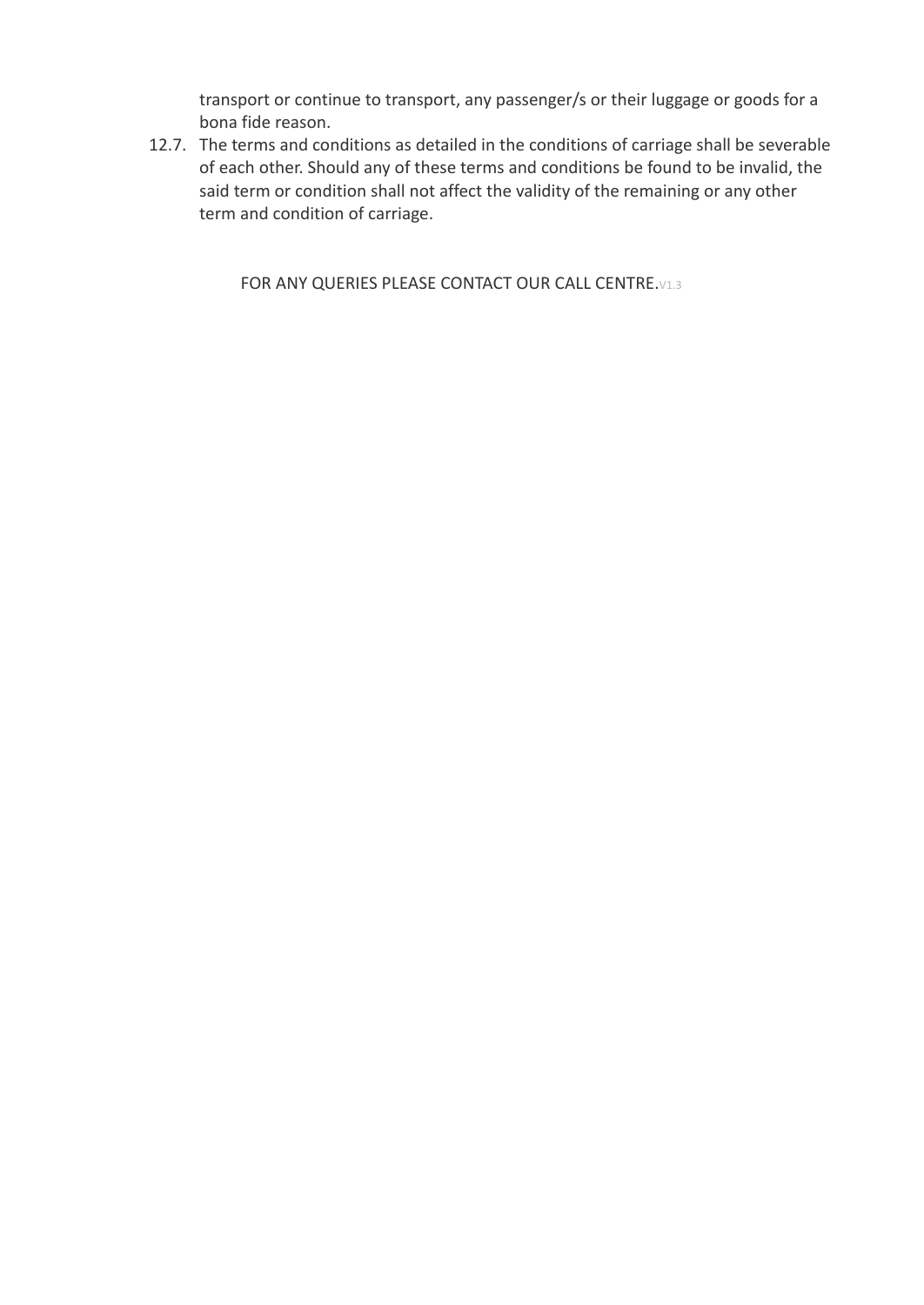transport or continue to transport, any passenger/s or their luggage or goods for a bona fide reason.

12.7. The terms and conditions as detailed in the conditions of carriage shall be severable of each other. Should any of these terms and conditions be found to be invalid, the said term or condition shall not affect the validity of the remaining or any other term and condition of carriage.

FOR ANY QUERIES PLEASE CONTACT OUR CALL CENTRE.V1.3